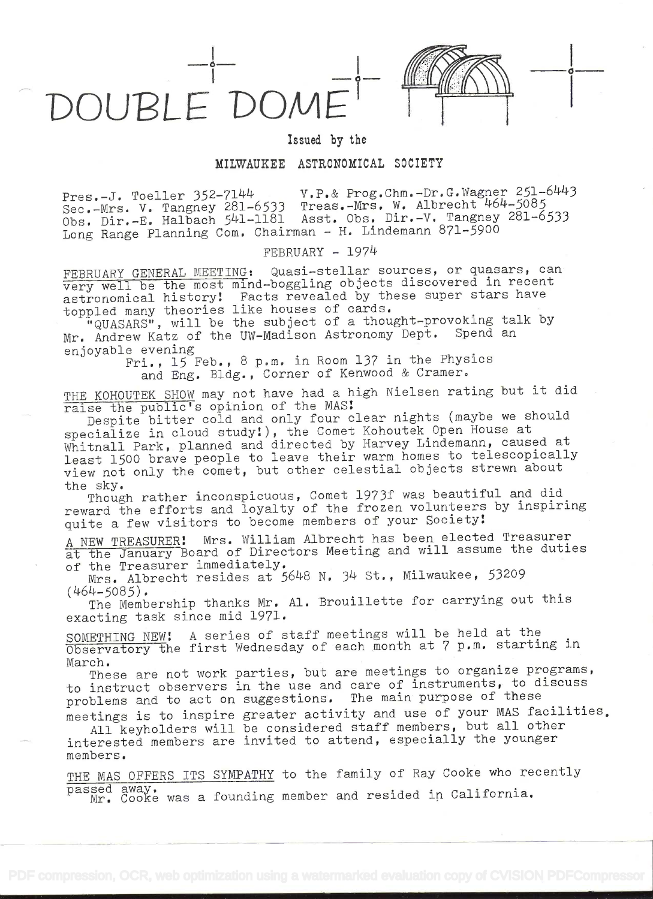# DOUBLE DOME

Issued by the

MILWAUKEE ASTRONOMICAL SOCIETY

Pres.-J. Toeller 352-7144 V.P.& Prog.Chm.-Dr.G.Wagner 251-6443
Sec.-Mrs. V. Tangney 281-6533 Treas.-Mrs. W. Albrecht 464-5085
Obs. Dir.-E. Halbach 541-1181 Asst. Obs. Dir.-V. Tangney 281-6533
Long Range Planning Com. Chairman - H. Lindemann 871-5900

FEBRUARY - 1974

FEBRUARY GENERAL MEETING: Quasi-stellar sources, or quasars, can very well be the most mind-boggling objects discovered in recent astronomical history! Facts revealed by these super stars have toppled many theories like houses of cards.

"QUASARS", will be the subject of a thought-provoking talk by Mr. Andrew Katz of the UW-Madison Astronomy Dept. Spend an enjoyable evening

Fri., 15 Feb., 8 p.m. in Room 137 in the Physics and Eng. Bldg., Corner of Kenwood & Cramer.

THE KOHOUTEK SHOW may not have had a high Nielsen rating but it did raise the public's opinion of the MAS!

Despite bitter cold and only four clear nights (maybe we should specialize in cloud study!), the Comet Kohoutek Open House at Whitnall Park, planned and directed by Harvey Lindemann, caused at least 1500 brave people to leave their warm homes to telescopically view not only the comet, but other celestial objects strewn about the sky.

Though rather inconspicuous, Comet 1973f was beautiful and did reward the efforts and loyalty of the frozen volunteers by inspiring quite a few visitors to become members of your Society!

A NEW TREASURER! Mrs. William Albrecht has been elected Treasurer at the January Board of Directors Meeting and will assume the duties of the Treasurer immediately.

Mrs. Albrecht resides at 5648 N. 34 St., Milwaukee, 53209 (464-5085).

The Membership thanks Mr. Al. Brouillette for carrying out this exacting task since mid 1971.

SOMETHING NEW! A series of staff meetings will be held at the Observatory the first Wednesday of each month at 7 p.m. starting in March.

These are not work parties, but are meetings to organize programs, to instruct observers in the use and care of instruments, to discuss problems and to act on suggestions. The main purpose of these meetings is to inspire greater activity and use of your MAS facilities.

All keyholders will be considered staff members, but all other interested members are invited to attend, especially the younger members.

THE MAS OFFERS ITS SYMPATHY to the family of Ray Cooke who recently passed away.

Mr. Cooke was a founding member and resided in California.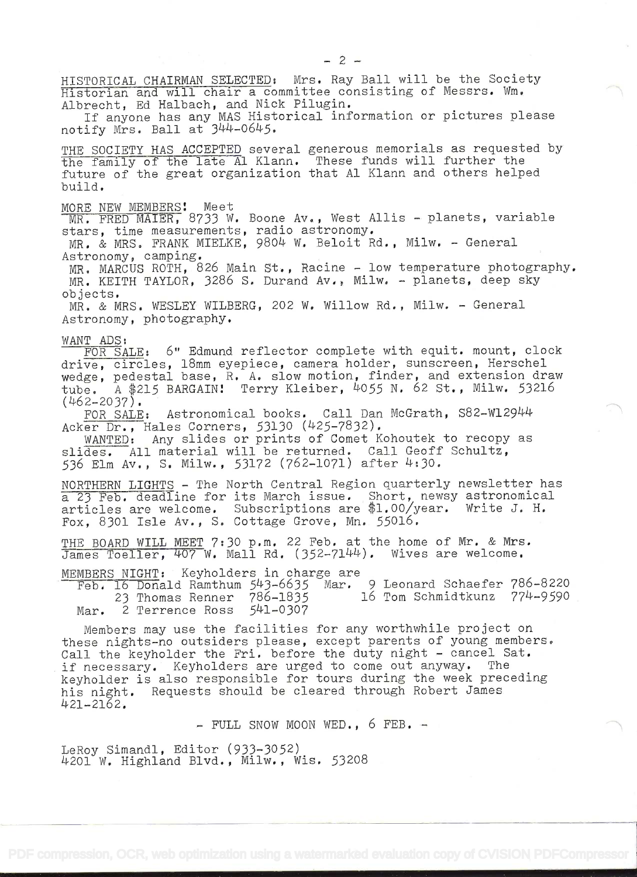HISTORICAL CHAIRMAN SELECTED: Mrs. Ray Ball will be the Society Historian and will chair a committee consisting of Messrs. Wm. Albrecht, Ed Halbach, and Nick Pilugin.

If anyone has any MAS Historical information or pictures please notify Mrs. Ball at 344-0645.

THE SOCIETY HAS ACCEPTED several generous memorials as requested by the family of the late Al Klann. These funds will further the future of the great organization that Al Klann and others helped build.

MORE NEW MEMBERS! Meet

MR. FRED MAIER, 8733 W. Boone Av., West Allis - planets, variable stars, time measurements, radio astronomy.

MR. & MRS. FRANK MIELKE, 9804 W. Beloit Rd., Milw. - General Astronomy, camping.

MR. MARCUS ROTH, 826 Main St., Racine - low temperature photography.

MR. KEITH TAYLOR, 3286 S. Durand Av., Milw. - planets, deep sky objects.

MR. & MRS. WESLEY WILBERG, 202 W. Willow Rd., Milw. - General Astronomy, photography.

WANT ADS:

FOR SALE: 6" Edmund reflector complete with equit. mount, clock drive, circles, 18mm eyepiece, camera holder, sunscreen, Herschel wedge, pedestal base, R. A. slow motion, finder, and extension draw tube. A $215 BARGAIN! Terry Kleiber, 4055 N. 62 St., Milw. 53216 (462-2037).

FOR SALE: Astronomical books. Call Dan McGrath, S82-W12944 Acker Dr., Hales Corners, 53130 (425-7832).

WANTED: Any slides or prints of Comet Kohoutek to recopy as slides. All material will be returned. Call Geoff Schultz, 536 Elm Av., S. Milw., 53172 (762-1071) after 4:30.

NORTHERN LIGHTS - The North Central Region quarterly newsletter has a 23 Feb. deadline for its March issue. Short, newsy astronomical articles are welcome. Subscriptions are $1.00/year. Write J. H. Fox, 8301 Isle Av., S. Cottage Grove, Mn. 55016.

THE BOARD WILL MEET 7:30 p.m. 22 Feb. at the home of Mr. & Mrs. James Toeller, 407 W. Mall Rd. (352-7144). Wives are welcome.

MEMBERS NIGHT: Keyholders in charge are

Feb. 16 Donald Ramthum 543-6635
23 Thomas Renner 786-1835
Mar. 2 Terrence Ross 541-0307
Mar. 9 Leonard Schaefer 786-8220
16 Tom Schmidtkunz 774-9590

Members may use the facilities for any worthwhile project on these nights-no outsiders please, except parents of young members. Call the keyholder the Fri. before the duty night - cancel Sat. if necessary. Keyholders are urged to come out anyway. The keyholder is also responsible for tours during the week preceding his night. Requests should be cleared through Robert James 421-2162.

\- FULL SNOW MOON WED., 6 FEB. -

LeRoy Simandl, Editor (933-3052)
4201 W. Highland Blvd., Milw., Wis. 53208